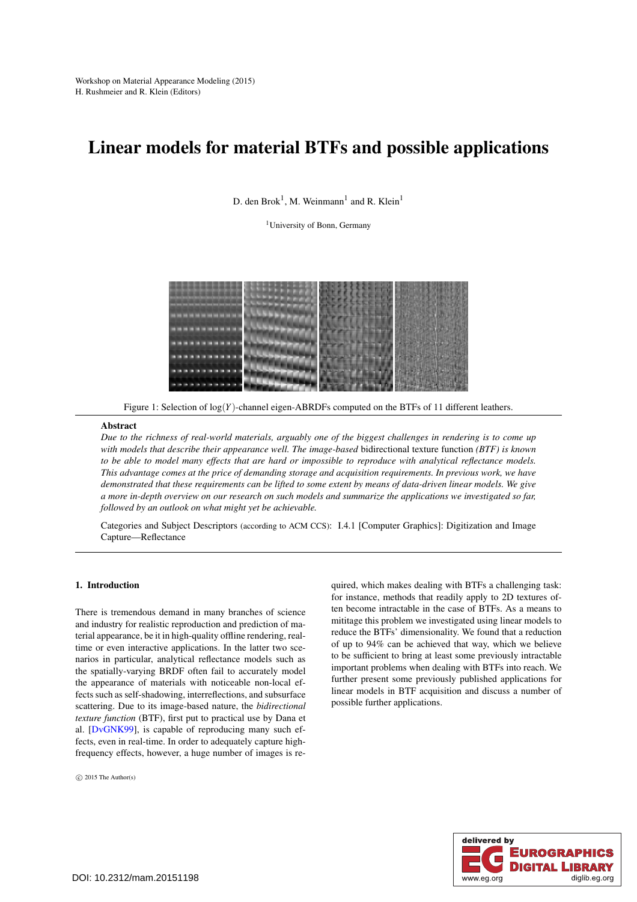Workshop on Material Appearance Modeling (2015)
H. Rushmeier and R. Klein (Editors)

# Linear models for material BTFs and possible applications

D. den Brok[1], M. Weinmann[1] and R. Klein[1]

[1]University of Bonn, Germany

Figure 1: Selection of $\log(Y)$-channel eigen-ABRDFs computed on the BTFs of 11 different leathers.

## Abstract

*Due to the richness of real-world materials, arguably one of the biggest challenges in rendering is to come up with models that describe their appearance well. The image-based* bidirectional texture function *(BTF) is known to be able to model many effects that are hard or impossible to reproduce with analytical reflectance models. This advantage comes at the price of demanding storage and acquisition requirements. In previous work, we have demonstrated that these requirements can be lifted to some extent by means of data-driven linear models. We give a more in-depth overview on our research on such models and summarize the applications we investigated so far, followed by an outlook on what might yet be achievable.*

Categories and Subject Descriptors (according to ACM CCS): I.4.1 [Computer Graphics]: Digitization and Image Capture—Reflectance

## 1. Introduction

There is tremendous demand in many branches of science and industry for realistic reproduction and prediction of material appearance, be it in high-quality offline rendering, real-time or even interactive applications. In the latter two scenarios in particular, analytical reflectance models such as the spatially-varying BRDF often fail to accurately model the appearance of materials with noticeable non-local effects such as self-shadowing, interreflections, and subsurface scattering. Due to its image-based nature, the *bidirectional texture function* (BTF), first put to practical use by Dana et al. [DvGNK99], is capable of reproducing many such effects, even in real-time. In order to adequately capture high-frequency effects, however, a huge number of images is required, which makes dealing with BTFs a challenging task: for instance, methods that readily apply to 2D textures often become intractable in the case of BTFs. As a means to mitigate this problem we investigated using linear models to reduce the BTFs' dimensionality. We found that a reduction of up to 94% can be achieved that way, which we believe to be sufficient to bring at least some previously intractable important problems when dealing with BTFs into reach. We further present some previously published applications for linear models in BTF acquisition and discuss a number of possible further applications.

© 2015 The Author(s)

DOI: 10.2312/mam.20151198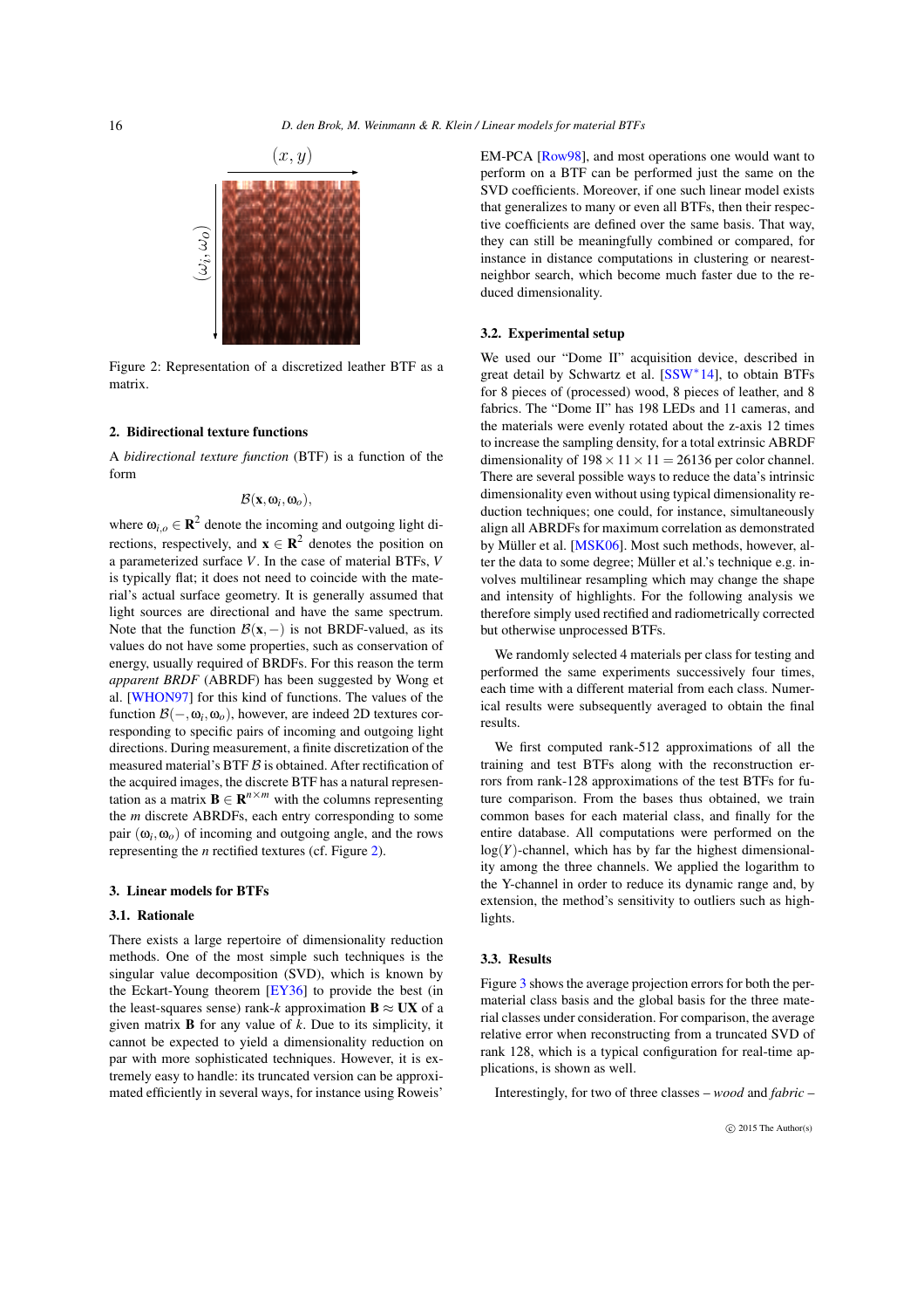Figure 2: Representation of a discretized leather BTF as a matrix.

## 2. Bidirectional texture functions

A *bidirectional texture function* (BTF) is a function of the form

$$\mathcal{B}(\mathbf{x}, \omega_i, \omega_o),$$

where $\omega_{i,o} \in \mathbf{R}^2$ denote the incoming and outgoing light directions, respectively, and $\mathbf{x} \in \mathbf{R}^2$ denotes the position on a parameterized surface $V$. In the case of material BTFs, $V$ is typically flat; it does not need to coincide with the material's actual surface geometry. It is generally assumed that light sources are directional and have the same spectrum. Note that the function $\mathcal{B}(\mathbf{x}, -)$ is not BRDF-valued, as its values do not have some properties, such as conservation of energy, usually required of BRDFs. For this reason the term *apparent BRDF* (ABRDF) has been suggested by Wong et al. [WHON97] for this kind of functions. The values of the function $\mathcal{B}(-, \omega_i, \omega_o)$, however, are indeed 2D textures corresponding to specific pairs of incoming and outgoing light directions. During measurement, a finite discretization of the measured material's BTF $\mathcal{B}$ is obtained. After rectification of the acquired images, the discrete BTF has a natural representation as a matrix $\mathbf{B} \in \mathbf{R}^{n \times m}$ with the columns representing the $m$ discrete ABRDFs, each entry corresponding to some pair $(\omega_i, \omega_o)$ of incoming and outgoing angle, and the rows representing the $n$ rectified textures (cf. Figure 2).

## 3. Linear models for BTFs

### 3.1. Rationale

There exists a large repertoire of dimensionality reduction methods. One of the most simple such techniques is the singular value decomposition (SVD), which is known by the Eckart-Young theorem [EY36] to provide the best (in the least-squares sense) rank-$k$ approximation $\mathbf{B} \approx \mathbf{U}\mathbf{X}$ of a given matrix $\mathbf{B}$ for any value of $k$. Due to its simplicity, it cannot be expected to yield a dimensionality reduction on par with more sophisticated techniques. However, it is extremely easy to handle: its truncated version can be approximated efficiently in several ways, for instance using Roweis' EM-PCA [Row98], and most operations one would want to perform on a BTF can be performed just the same on the SVD coefficients. Moreover, if one such linear model exists that generalizes to many or even all BTFs, then their respective coefficients are defined over the same basis. That way, they can still be meaningfully combined or compared, for instance in distance computations in clustering or nearest-neighbor search, which become much faster due to the reduced dimensionality.

### 3.2. Experimental setup

We used our "Dome II" acquisition device, described in great detail by Schwartz et al. [SSW*14], to obtain BTFs for 8 pieces of (processed) wood, 8 pieces of leather, and 8 fabrics. The "Dome II" has 198 LEDs and 11 cameras, and the materials were evenly rotated about the z-axis 12 times to increase the sampling density, for a total extrinsic ABRDF dimensionality of $198 \times 11 \times 11 = 26136$ per color channel. There are several possible ways to reduce the data's intrinsic dimensionality even without using typical dimensionality reduction techniques; one could, for instance, simultaneously align all ABRDFs for maximum correlation as demonstrated by Müller et al. [MSK06]. Most such methods, however, alter the data to some degree; Müller et al.'s technique e.g. involves multilinear resampling which may change the shape and intensity of highlights. For the following analysis we therefore simply used rectified and radiometrically corrected but otherwise unprocessed BTFs.

We randomly selected 4 materials per class for testing and performed the same experiments successively four times, each time with a different material from each class. Numerical results were subsequently averaged to obtain the final results.

We first computed rank-512 approximations of all the training and test BTFs along with the reconstruction errors from rank-128 approximations of the test BTFs for future comparison. From the bases thus obtained, we train common bases for each material class, and finally for the entire database. All computations were performed on the $\log(Y)$-channel, which has by far the highest dimensionality among the three channels. We applied the logarithm to the Y-channel in order to reduce its dynamic range and, by extension, the method's sensitivity to outliers such as highlights.

### 3.3. Results

Figure 3 shows the average projection errors for both the per-material class basis and the global basis for the three material classes under consideration. For comparison, the average relative error when reconstructing from a truncated SVD of rank 128, which is a typical configuration for real-time applications, is shown as well.

Interestingly, for two of three classes – *wood* and *fabric* –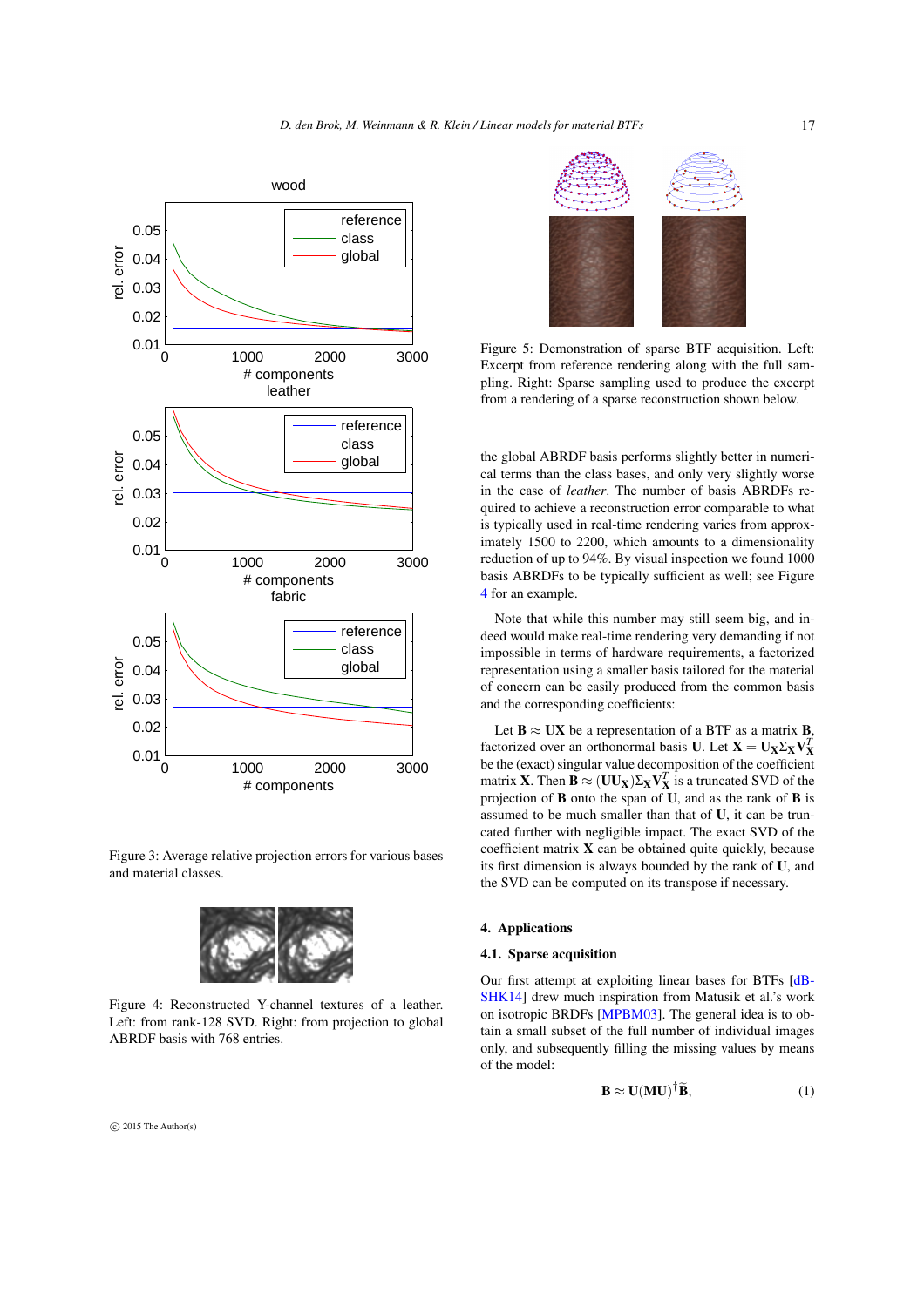Figure 3: Average relative projection errors for various bases and material classes.

Figure 4: Reconstructed Y-channel textures of a leather. Left: from rank-128 SVD. Right: from projection to global ABRDF basis with 768 entries.

Figure 5: Demonstration of sparse BTF acquisition. Left: Excerpt from reference rendering along with the full sampling. Right: Sparse sampling used to produce the excerpt from a rendering of a sparse reconstruction shown below.

the global ABRDF basis performs slightly better in numerical terms than the class bases, and only very slightly worse in the case of *leather*. The number of basis ABRDFs required to achieve a reconstruction error comparable to what is typically used in real-time rendering varies from approximately 1500 to 2200, which amounts to a dimensionality reduction of up to 94%. By visual inspection we found 1000 basis ABRDFs to be typically sufficient as well; see Figure 4 for an example.

Note that while this number may still seem big, and indeed would make real-time rendering very demanding if not impossible in terms of hardware requirements, a factorized representation using a smaller basis tailored for the material of concern can be easily produced from the common basis and the corresponding coefficients:

Let $\mathbf{B} \approx \mathbf{UX}$ be a representation of a BTF as a matrix $\mathbf{B}$, factorized over an orthonormal basis $\mathbf{U}$. Let $\mathbf{X} = \mathbf{U_X} \Sigma_\mathbf{X} \mathbf{V}_\mathbf{X}^T$ be the (exact) singular value decomposition of the coefficient matrix $\mathbf{X}$. Then $\mathbf{B} \approx (\mathbf{UU_X}) \Sigma_\mathbf{X} \mathbf{V}_\mathbf{X}^T$ is a truncated SVD of the projection of $\mathbf{B}$ onto the span of $\mathbf{U}$, and as the rank of $\mathbf{B}$ is assumed to be much smaller than that of $\mathbf{U}$, it can be truncated further with negligible impact. The exact SVD of the coefficient matrix $\mathbf{X}$ can be obtained quite quickly, because its first dimension is always bounded by the rank of $\mathbf{U}$, and the SVD can be computed on its transpose if necessary.

## 4. Applications

### 4.1. Sparse acquisition

Our first attempt at exploiting linear bases for BTFs [dBSHK14] drew much inspiration from Matusik et al.'s work on isotropic BRDFs [MPBM03]. The general idea is to obtain a small subset of the full number of individual images only, and subsequently filling the missing values by means of the model:

$$\mathbf{B} \approx \mathbf{U}(\mathbf{MU})^\dagger \widetilde{\mathbf{B}}, \tag{1}$$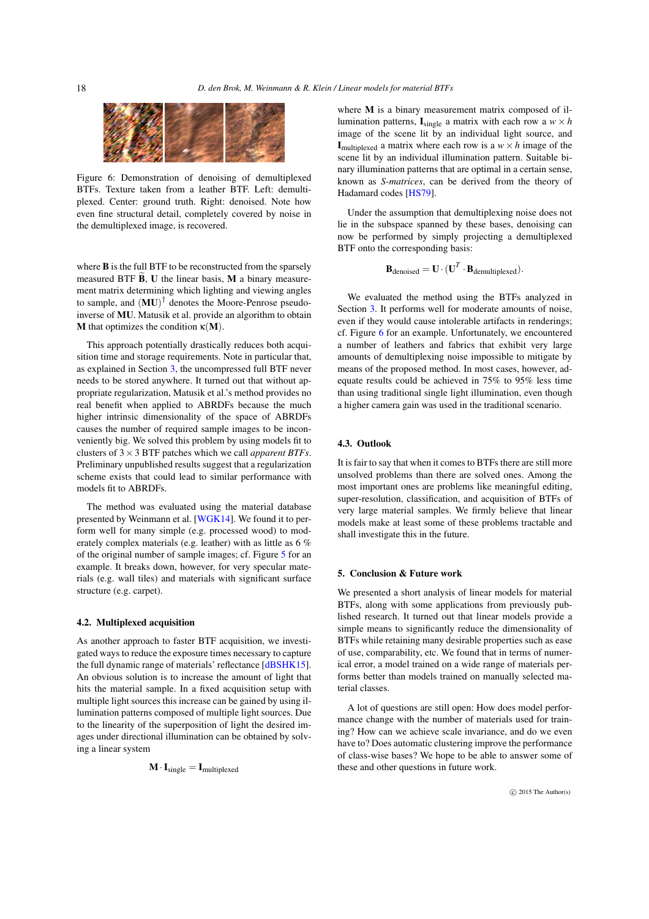Figure 6: Demonstration of denoising of demultiplexed BTFs. Texture taken from a leather BTF. Left: demultiplexed. Center: ground truth. Right: denoised. Note how even fine structural detail, completely covered by noise in the demultiplexed image, is recovered.

where $\mathbf{B}$ is the full BTF to be reconstructed from the sparsely measured BTF $\widetilde{\mathbf{B}}$, $\mathbf{U}$ the linear basis, $\mathbf{M}$ a binary measurement matrix determining which lighting and viewing angles to sample, and $(\mathbf{MU})^{\dagger}$ denotes the Moore-Penrose pseudo-inverse of $\mathbf{MU}$. Matusik et al. provide an algorithm to obtain $\mathbf{M}$ that optimizes the condition $\kappa(\mathbf{M})$.

This approach potentially drastically reduces both acquisition time and storage requirements. Note in particular that, as explained in Section 3, the uncompressed full BTF never needs to be stored anywhere. It turned out that without appropriate regularization, Matusik et al.'s method provides no real benefit when applied to ABRDFs because the much higher intrinsic dimensionality of the space of ABRDFs causes the number of required sample images to be inconveniently big. We solved this problem by using models fit to clusters of $3 \times 3$ BTF patches which we call *apparent BTFs*. Preliminary unpublished results suggest that a regularization scheme exists that could lead to similar performance with models fit to ABRDFs.

The method was evaluated using the material database presented by Weinmann et al. [WGK14]. We found it to perform well for many simple (e.g. processed wood) to moderately complex materials (e.g. leather) with as little as 6 % of the original number of sample images; cf. Figure 5 for an example. It breaks down, however, for very specular materials (e.g. wall tiles) and materials with significant surface structure (e.g. carpet).

### 4.2. Multiplexed acquisition

As another approach to faster BTF acquisition, we investigated ways to reduce the exposure times necessary to capture the full dynamic range of materials' reflectance [dBSHK15]. An obvious solution is to increase the amount of light that hits the material sample. In a fixed acquisition setup with multiple light sources this increase can be gained by using illumination patterns composed of multiple light sources. Due to the linearity of the superposition of light the desired images under directional illumination can be obtained by solving a linear system

$$\mathbf{M} \cdot \mathbf{I}_{\text{single}} = \mathbf{I}_{\text{multiplexed}}$$

where $\mathbf{M}$ is a binary measurement matrix composed of illumination patterns, $\mathbf{I}_{\text{single}}$ a matrix with each row a $w \times h$ image of the scene lit by an individual light source, and $\mathbf{I}_{\text{multiplexed}}$ a matrix where each row is a $w \times h$ image of the scene lit by an individual illumination pattern. Suitable binary illumination patterns that are optimal in a certain sense, known as *S-matrices*, can be derived from the theory of Hadamard codes [HS79].

Under the assumption that demultiplexing noise does not lie in the subspace spanned by these bases, denoising can now be performed by simply projecting a demultiplexed BTF onto the corresponding basis:

$$\mathbf{B}_{\text{denoised}} = \mathbf{U} \cdot (\mathbf{U}^T \cdot \mathbf{B}_{\text{demultiplexed}}).$$

We evaluated the method using the BTFs analyzed in Section 3. It performs well for moderate amounts of noise, even if they would cause intolerable artifacts in renderings; cf. Figure 6 for an example. Unfortunately, we encountered a number of leathers and fabrics that exhibit very large amounts of demultiplexing noise impossible to mitigate by means of the proposed method. In most cases, however, adequate results could be achieved in 75% to 95% less time than using traditional single light illumination, even though a higher camera gain was used in the traditional scenario.

### 4.3. Outlook

It is fair to say that when it comes to BTFs there are still more unsolved problems than there are solved ones. Among the most important ones are problems like meaningful editing, super-resolution, classification, and acquisition of BTFs of very large material samples. We firmly believe that linear models make at least some of these problems tractable and shall investigate this in the future.

## 5. Conclusion & Future work

We presented a short analysis of linear models for material BTFs, along with some applications from previously published research. It turned out that linear models provide a simple means to significantly reduce the dimensionality of BTFs while retaining many desirable properties such as ease of use, comparability, etc. We found that in terms of numerical error, a model trained on a wide range of materials performs better than models trained on manually selected material classes.

A lot of questions are still open: How does model performance change with the number of materials used for training? How can we achieve scale invariance, and do we even have to? Does automatic clustering improve the performance of class-wise bases? We hope to be able to answer some of these and other questions in future work.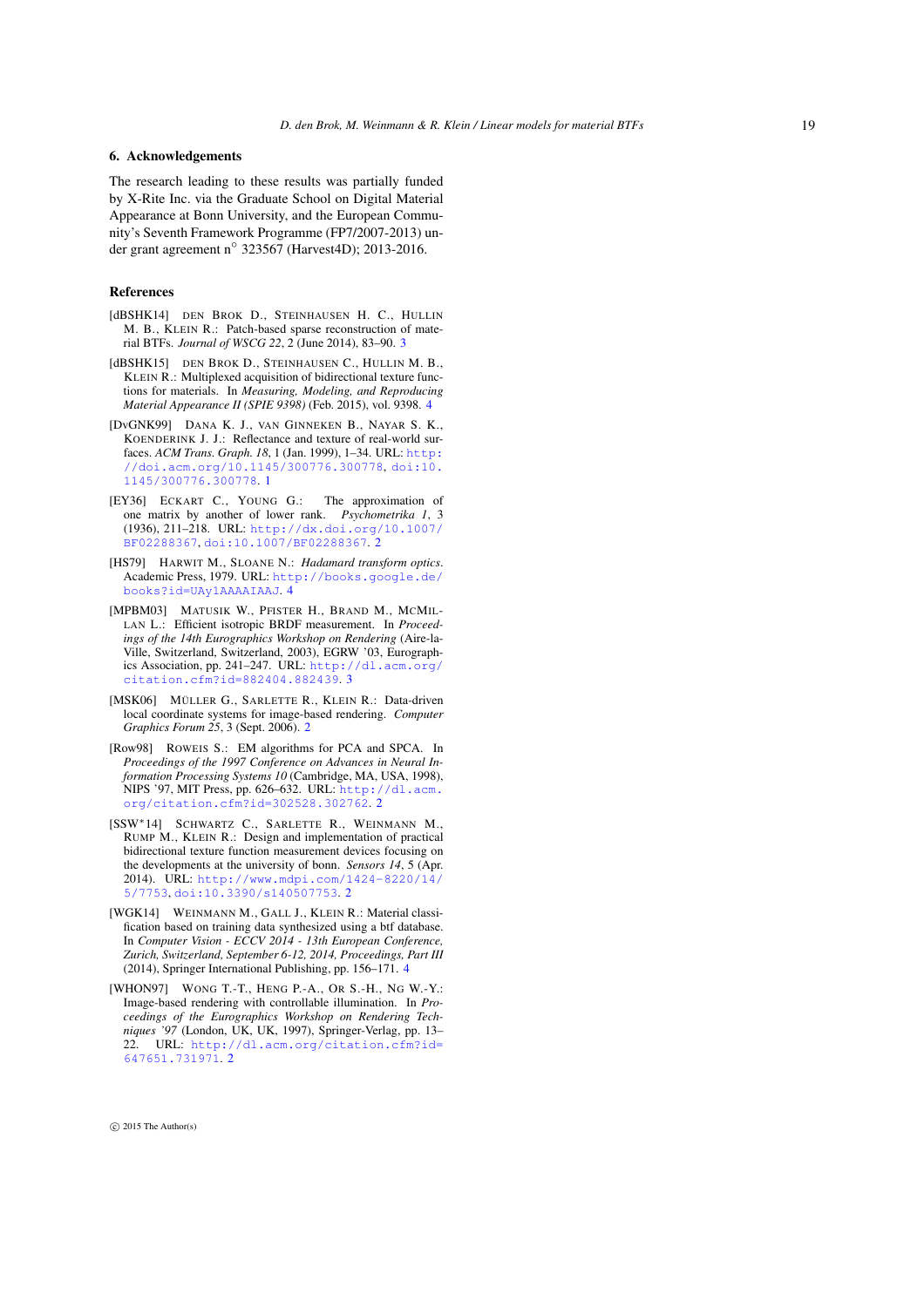## 6. Acknowledgements

The research leading to these results was partially funded by X-Rite Inc. via the Graduate School on Digital Material Appearance at Bonn University, and the European Community's Seventh Framework Programme (FP7/2007-2013) under grant agreement n° 323567 (Harvest4D); 2013-2016.

## References

[dBSHK14] DEN BROK D., STEINHAUSEN H. C., HULLIN M. B., KLEIN R.: Patch-based sparse reconstruction of material BTFs. *Journal of WSCG 22*, 2 (June 2014), 83–90. 3

[dBSHK15] DEN BROK D., STEINHAUSEN C., HULLIN M. B., KLEIN R.: Multiplexed acquisition of bidirectional texture functions for materials. In *Measuring, Modeling, and Reproducing Material Appearance II (SPIE 9398)* (Feb. 2015), vol. 9398. 4

[DvGNK99] DANA K. J., VAN GINNEKEN B., NAYAR S. K., KOENDERINK J. J.: Reflectance and texture of real-world surfaces. *ACM Trans. Graph. 18*, 1 (Jan. 1999), 1–34. URL: http://doi.acm.org/10.1145/300776.300778, doi:10.1145/300776.300778. 1

[EY36] ECKART C., YOUNG G.: The approximation of one matrix by another of lower rank. *Psychometrika 1*, 3 (1936), 211–218. URL: http://dx.doi.org/10.1007/BF02288367, doi:10.1007/BF02288367. 2

[HS79] HARWIT M., SLOANE N.: *Hadamard transform optics*. Academic Press, 1979. URL: http://books.google.de/books?id=UAy1AAAAIAAJ. 4

[MPBM03] MATUSIK W., PFISTER H., BRAND M., MCMILLAN L.: Efficient isotropic BRDF measurement. In *Proceedings of the 14th Eurographics Workshop on Rendering* (Aire-la-Ville, Switzerland, Switzerland, 2003), EGRW '03, Eurographics Association, pp. 241–247. URL: http://dl.acm.org/citation.cfm?id=882404.882439. 3

[MSK06] MÜLLER G., SARLETTE R., KLEIN R.: Data-driven local coordinate systems for image-based rendering. *Computer Graphics Forum 25*, 3 (Sept. 2006). 2

[Row98] ROWEIS S.: EM algorithms for PCA and SPCA. In *Proceedings of the 1997 Conference on Advances in Neural Information Processing Systems 10* (Cambridge, MA, USA, 1998), NIPS '97, MIT Press, pp. 626–632. URL: http://dl.acm.org/citation.cfm?id=302528.302762. 2

[SSW*14] SCHWARTZ C., SARLETTE R., WEINMANN M., RUMP M., KLEIN R.: Design and implementation of practical bidirectional texture function measurement devices focusing on the developments at the university of bonn. *Sensors 14*, 5 (Apr. 2014). URL: http://www.mdpi.com/1424-8220/14/5/7753, doi:10.3390/s140507753. 2

[WGK14] WEINMANN M., GALL J., KLEIN R.: Material classification based on training data synthesized using a btf database. In *Computer Vision - ECCV 2014 - 13th European Conference, Zurich, Switzerland, September 6-12, 2014, Proceedings, Part III* (2014), Springer International Publishing, pp. 156–171. 4

[WHON97] WONG T.-T., HENG P.-A., OR S.-H., NG W.-Y.: Image-based rendering with controllable illumination. In *Proceedings of the Eurographics Workshop on Rendering Techniques '97* (London, UK, UK, 1997), Springer-Verlag, pp. 13–22. URL: http://dl.acm.org/citation.cfm?id=647651.731971. 2